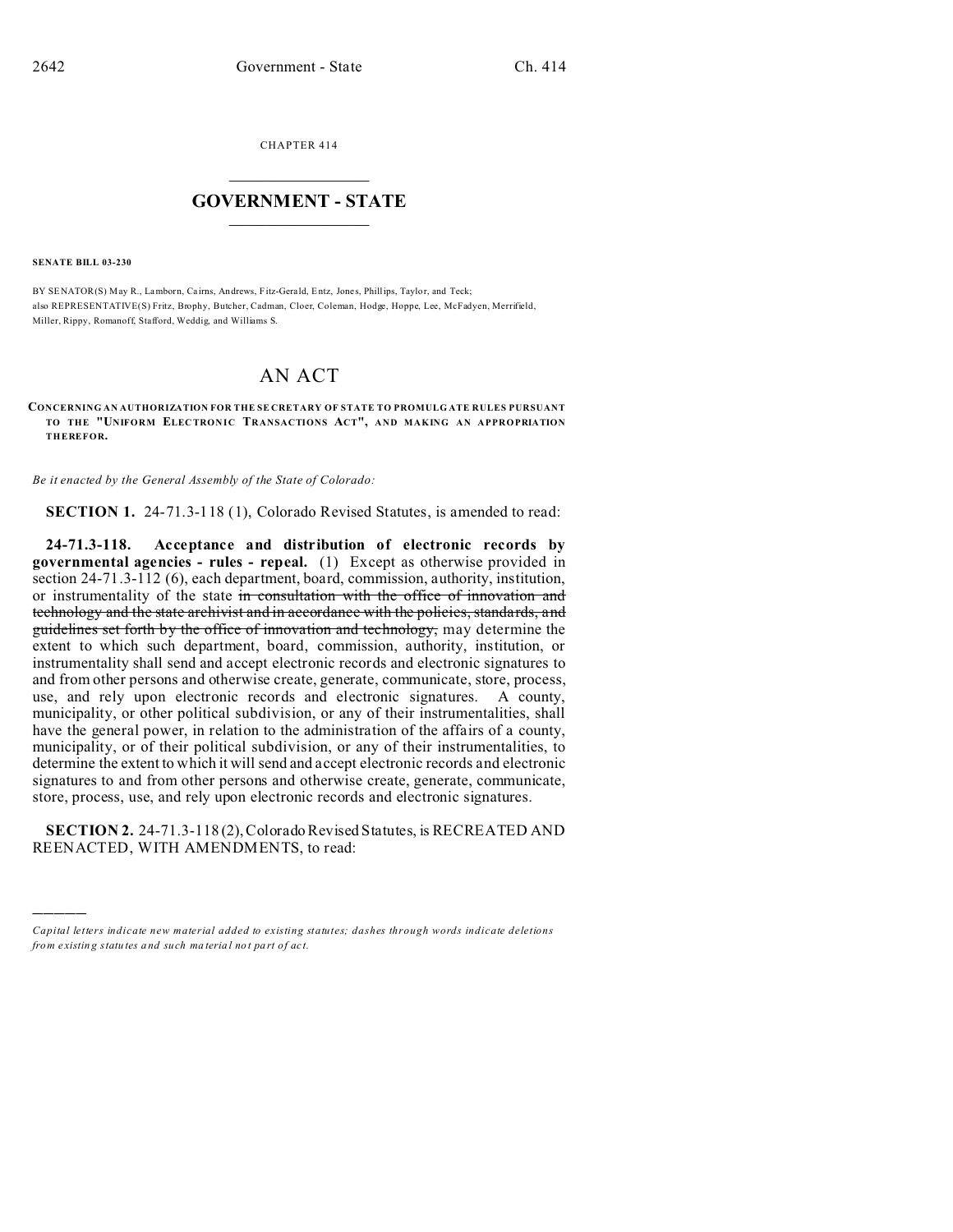CHAPTER 414

# GOVERNMENT - STATE

**SENATE BILL 03-230**

BY SENATOR(S) May R., Lamborn, Cairns, Andrews, Fitz-Gerald, Entz, Jones, Phillips, Taylor, and Teck;
also REPRESENTATIVE(S) Fritz, Brophy, Butcher, Cadman, Cloer, Coleman, Hodge, Hoppe, Lee, McFadyen, Merrifield, Miller, Rippy, Romanoff, Stafford, Weddig, and Williams S.

# AN ACT

**CONCERNING AN AUTHORIZATION FOR THE SECRETARY OF STATE TO PROMULGATE RULES PURSUANT TO THE "UNIFORM ELECTRONIC TRANSACTIONS ACT", AND MAKING AN APPROPRIATION THEREFOR.**

*Be it enacted by the General Assembly of the State of Colorado:*

**SECTION 1.** 24-71.3-118 (1), Colorado Revised Statutes, is amended to read:

**24-71.3-118. Acceptance and distribution of electronic records by governmental agencies - rules - repeal.** (1) Except as otherwise provided in section 24-71.3-112 (6), each department, board, commission, authority, institution, or instrumentality of the state ~~in consultation with the office of innovation and technology and the state archivist and in accordance with the policies, standards, and guidelines set forth by the office of innovation and technology,~~ may determine the extent to which such department, board, commission, authority, institution, or instrumentality shall send and accept electronic records and electronic signatures to and from other persons and otherwise create, generate, communicate, store, process, use, and rely upon electronic records and electronic signatures. A county, municipality, or other political subdivision, or any of their instrumentalities, shall have the general power, in relation to the administration of the affairs of a county, municipality, or of their political subdivision, or any of their instrumentalities, to determine the extent to which it will send and accept electronic records and electronic signatures to and from other persons and otherwise create, generate, communicate, store, process, use, and rely upon electronic records and electronic signatures.

**SECTION 2.** 24-71.3-118 (2), Colorado Revised Statutes, is RECREATED AND REENACTED, WITH AMENDMENTS, to read:

---

*Capital letters indicate new material added to existing statutes; dashes through words indicate deletions from existing statutes and such material not part of act.*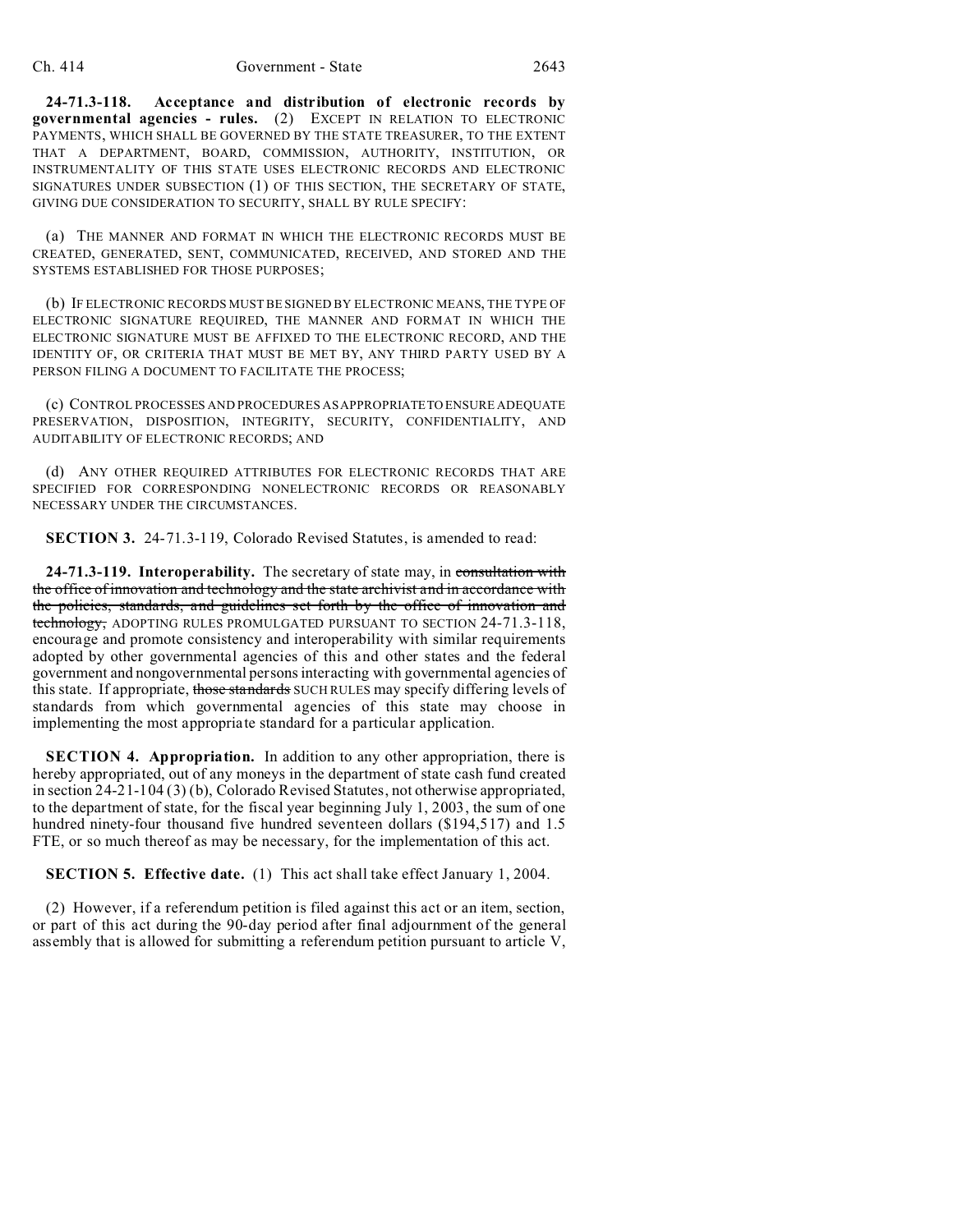**24-71.3-118. Acceptance and distribution of electronic records by governmental agencies - rules.** (2) EXCEPT IN RELATION TO ELECTRONIC PAYMENTS, WHICH SHALL BE GOVERNED BY THE STATE TREASURER, TO THE EXTENT THAT A DEPARTMENT, BOARD, COMMISSION, AUTHORITY, INSTITUTION, OR INSTRUMENTALITY OF THIS STATE USES ELECTRONIC RECORDS AND ELECTRONIC SIGNATURES UNDER SUBSECTION (1) OF THIS SECTION, THE SECRETARY OF STATE, GIVING DUE CONSIDERATION TO SECURITY, SHALL BY RULE SPECIFY:

(a) THE MANNER AND FORMAT IN WHICH THE ELECTRONIC RECORDS MUST BE CREATED, GENERATED, SENT, COMMUNICATED, RECEIVED, AND STORED AND THE SYSTEMS ESTABLISHED FOR THOSE PURPOSES;

(b) IF ELECTRONIC RECORDS MUST BE SIGNED BY ELECTRONIC MEANS, THE TYPE OF ELECTRONIC SIGNATURE REQUIRED, THE MANNER AND FORMAT IN WHICH THE ELECTRONIC SIGNATURE MUST BE AFFIXED TO THE ELECTRONIC RECORD, AND THE IDENTITY OF, OR CRITERIA THAT MUST BE MET BY, ANY THIRD PARTY USED BY A PERSON FILING A DOCUMENT TO FACILITATE THE PROCESS;

(c) CONTROL PROCESSES AND PROCEDURES AS APPROPRIATE TO ENSURE ADEQUATE PRESERVATION, DISPOSITION, INTEGRITY, SECURITY, CONFIDENTIALITY, AND AUDITABILITY OF ELECTRONIC RECORDS; AND

(d) ANY OTHER REQUIRED ATTRIBUTES FOR ELECTRONIC RECORDS THAT ARE SPECIFIED FOR CORRESPONDING NONELECTRONIC RECORDS OR REASONABLY NECESSARY UNDER THE CIRCUMSTANCES.

**SECTION 3.** 24-71.3-119, Colorado Revised Statutes, is amended to read:

**24-71.3-119. Interoperability.** The secretary of state may, in ~~consultation with the office of innovation and technology and the state archivist and in accordance with the policies, standards, and guidelines set forth by the office of innovation and technology,~~ ADOPTING RULES PROMULGATED PURSUANT TO SECTION 24-71.3-118, encourage and promote consistency and interoperability with similar requirements adopted by other governmental agencies of this and other states and the federal government and nongovernmental persons interacting with governmental agencies of this state. If appropriate, ~~those standards~~ SUCH RULES may specify differing levels of standards from which governmental agencies of this state may choose in implementing the most appropriate standard for a particular application.

**SECTION 4. Appropriation.** In addition to any other appropriation, there is hereby appropriated, out of any moneys in the department of state cash fund created in section 24-21-104 (3) (b), Colorado Revised Statutes, not otherwise appropriated, to the department of state, for the fiscal year beginning July 1, 2003, the sum of one hundred ninety-four thousand five hundred seventeen dollars ($194,517) and 1.5 FTE, or so much thereof as may be necessary, for the implementation of this act.

**SECTION 5. Effective date.** (1) This act shall take effect January 1, 2004.

(2) However, if a referendum petition is filed against this act or an item, section, or part of this act during the 90-day period after final adjournment of the general assembly that is allowed for submitting a referendum petition pursuant to article V,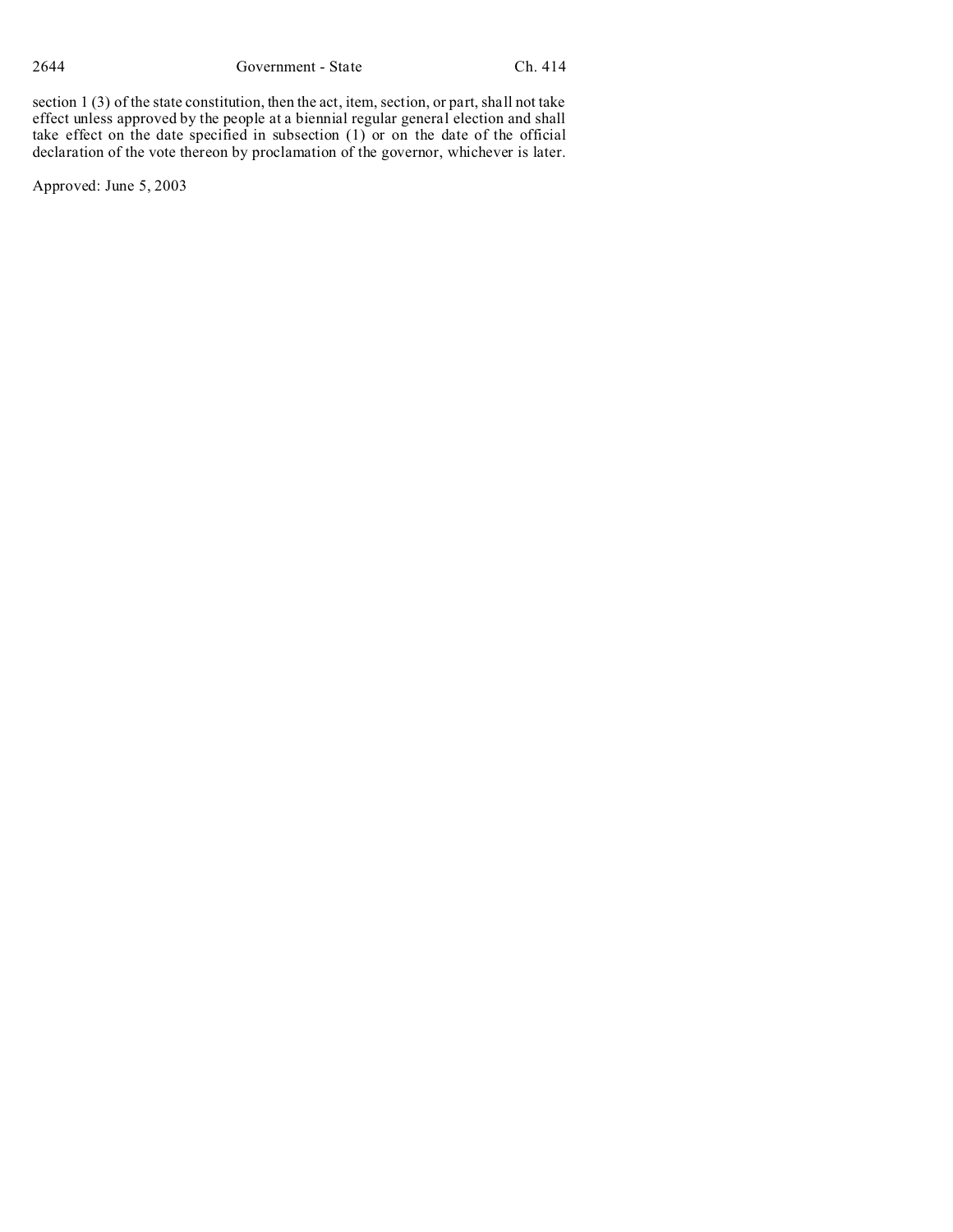section 1 (3) of the state constitution, then the act, item, section, or part, shall not take effect unless approved by the people at a biennial regular general election and shall take effect on the date specified in subsection (1) or on the date of the official declaration of the vote thereon by proclamation of the governor, whichever is later.

Approved: June 5, 2003